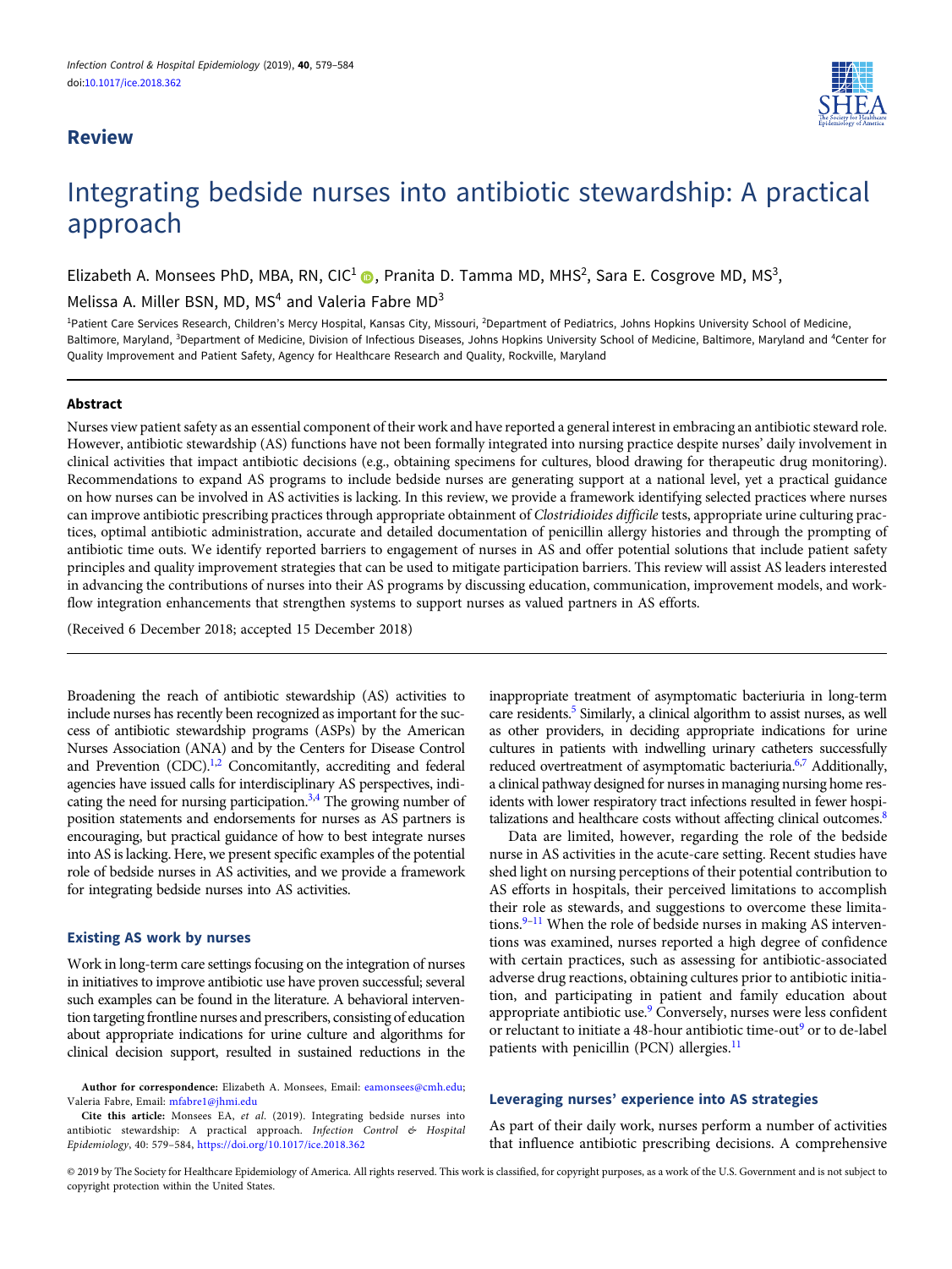## Review

# Integrating bedside nurses into antibiotic stewardship: A practical approach

Elizabeth A. Monsees PhD, MBA, RN, CIC[1], Pranita D. Tamma MD, MHS[2], Sara E. Cosgrove MD, MS[3], Melissa A. Miller BSN, MD, MS[4] and Valeria Fabre MD[3]

[1]Patient Care Services Research, Children's Mercy Hospital, Kansas City, Missouri, [2]Department of Pediatrics, Johns Hopkins University School of Medicine, Baltimore, Maryland, [3]Department of Medicine, Division of Infectious Diseases, Johns Hopkins University School of Medicine, Baltimore, Maryland and [4]Center for Quality Improvement and Patient Safety, Agency for Healthcare Research and Quality, Rockville, Maryland

### Abstract

Nurses view patient safety as an essential component of their work and have reported a general interest in embracing an antibiotic steward role. However, antibiotic stewardship (AS) functions have not been formally integrated into nursing practice despite nurses' daily involvement in clinical activities that impact antibiotic decisions (e.g., obtaining specimens for cultures, blood drawing for therapeutic drug monitoring). Recommendations to expand AS programs to include bedside nurses are generating support at a national level, yet a practical guidance on how nurses can be involved in AS activities is lacking. In this review, we provide a framework identifying selected practices where nurses can improve antibiotic prescribing practices through appropriate obtainment of *Clostridioides difficile* tests, appropriate urine culturing practices, optimal antibiotic administration, accurate and detailed documentation of penicillin allergy histories and through the prompting of antibiotic time outs. We identify reported barriers to engagement of nurses in AS and offer potential solutions that include patient safety principles and quality improvement strategies that can be used to mitigate participation barriers. This review will assist AS leaders interested in advancing the contributions of nurses into their AS programs by discussing education, communication, improvement models, and workflow integration enhancements that strengthen systems to support nurses as valued partners in AS efforts.

(Received 6 December 2018; accepted 15 December 2018)

Broadening the reach of antibiotic stewardship (AS) activities to include nurses has recently been recognized as important for the success of antibiotic stewardship programs (ASPs) by the American Nurses Association (ANA) and by the Centers for Disease Control and Prevention (CDC).[1,2] Concomitantly, accrediting and federal agencies have issued calls for interdisciplinary AS perspectives, indicating the need for nursing participation.[3,4] The growing number of position statements and endorsements for nurses as AS partners is encouraging, but practical guidance of how to best integrate nurses into AS is lacking. Here, we present specific examples of the potential role of bedside nurses in AS activities, and we provide a framework for integrating bedside nurses into AS activities.

### Existing AS work by nurses

Work in long-term care settings focusing on the integration of nurses in initiatives to improve antibiotic use have proven successful; several such examples can be found in the literature. A behavioral intervention targeting frontline nurses and prescribers, consisting of education about appropriate indications for urine culture and algorithms for clinical decision support, resulted in sustained reductions in the inappropriate treatment of asymptomatic bacteriuria in long-term care residents.[5] Similarly, a clinical algorithm to assist nurses, as well as other providers, in deciding appropriate indications for urine cultures in patients with indwelling urinary catheters successfully reduced overtreatment of asymptomatic bacteriuria.[6,7] Additionally, a clinical pathway designed for nurses in managing nursing home residents with lower respiratory tract infections resulted in fewer hospitalizations and healthcare costs without affecting clinical outcomes.[8]

Data are limited, however, regarding the role of the bedside nurse in AS activities in the acute-care setting. Recent studies have shed light on nursing perceptions of their potential contribution to AS efforts in hospitals, their perceived limitations to accomplish their role as stewards, and suggestions to overcome these limitations.[9–11] When the role of bedside nurses in making AS interventions was examined, nurses reported a high degree of confidence with certain practices, such as assessing for antibiotic-associated adverse drug reactions, obtaining cultures prior to antibiotic initiation, and participating in patient and family education about appropriate antibiotic use.[9] Conversely, nurses were less confident or reluctant to initiate a 48-hour antibiotic time-out[9] or to de-label patients with penicillin (PCN) allergies.[11]

### Leveraging nurses' experience into AS strategies

As part of their daily work, nurses perform a number of activities that influence antibiotic prescribing decisions. A comprehensive

**Author for correspondence:** Elizabeth A. Monsees, Email: eamonsees@cmh.edu; Valeria Fabre, Email: mfabre1@jhmi.edu

**Cite this article:** Monsees EA, *et al.* (2019). Integrating bedside nurses into antibiotic stewardship: A practical approach. *Infection Control & Hospital Epidemiology*, 40: 579–584, https://doi.org/10.1017/ice.2018.362

© 2019 by The Society for Healthcare Epidemiology of America. All rights reserved. This work is classified, for copyright purposes, as a work of the U.S. Government and is not subject to copyright protection within the United States.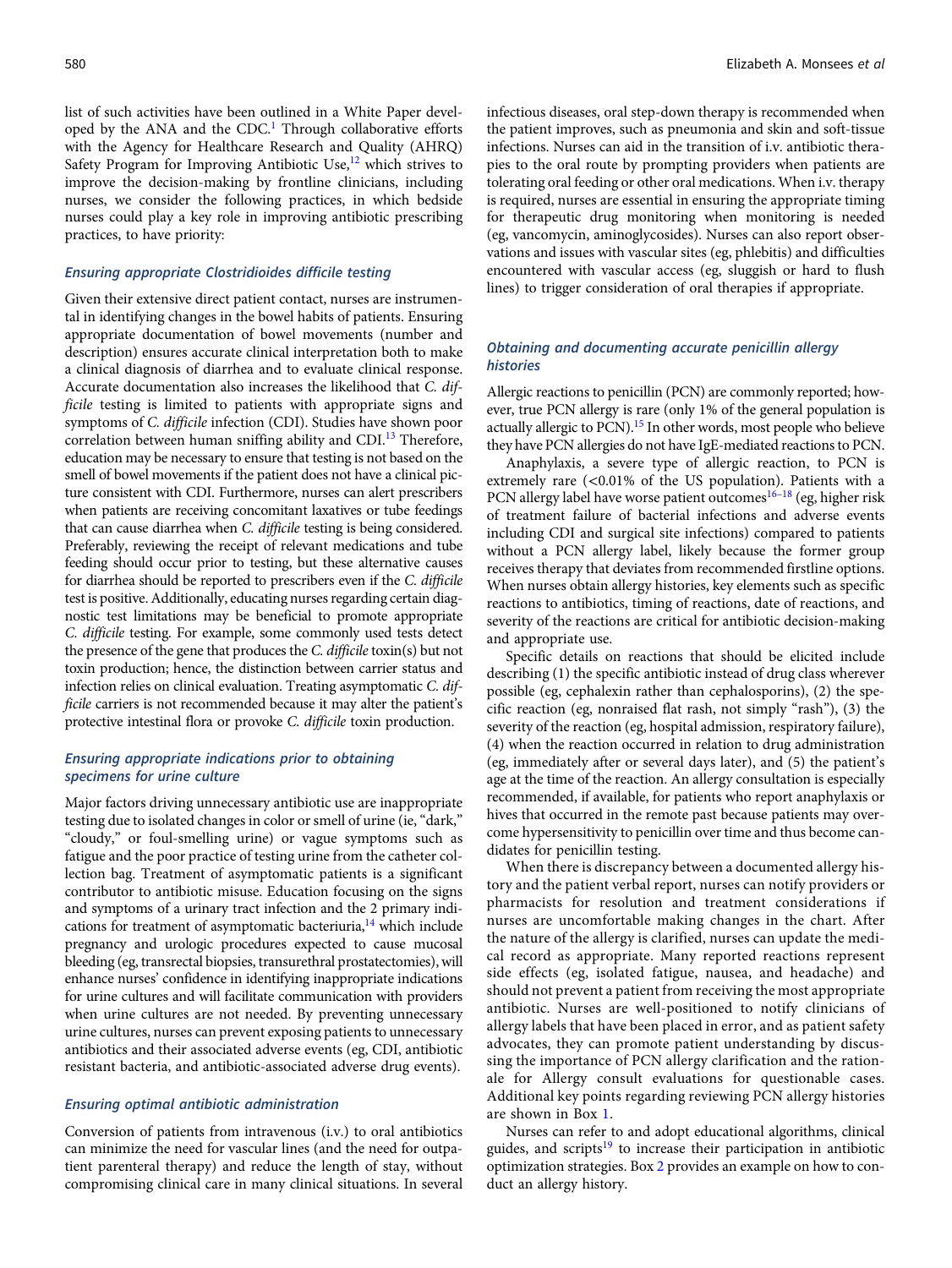list of such activities have been outlined in a White Paper developed by the ANA and the CDC.[1] Through collaborative efforts with the Agency for Healthcare Research and Quality (AHRQ) Safety Program for Improving Antibiotic Use,[12] which strives to improve the decision-making by frontline clinicians, including nurses, we consider the following practices, in which bedside nurses could play a key role in improving antibiotic prescribing practices, to have priority:

### *Ensuring appropriate Clostridioides difficile testing*

Given their extensive direct patient contact, nurses are instrumental in identifying changes in the bowel habits of patients. Ensuring appropriate documentation of bowel movements (number and description) ensures accurate clinical interpretation both to make a clinical diagnosis of diarrhea and to evaluate clinical response. Accurate documentation also increases the likelihood that *C. difficile* testing is limited to patients with appropriate signs and symptoms of *C. difficile* infection (CDI). Studies have shown poor correlation between human sniffing ability and CDI.[13] Therefore, education may be necessary to ensure that testing is not based on the smell of bowel movements if the patient does not have a clinical picture consistent with CDI. Furthermore, nurses can alert prescribers when patients are receiving concomitant laxatives or tube feedings that can cause diarrhea when *C. difficile* testing is being considered. Preferably, reviewing the receipt of relevant medications and tube feeding should occur prior to testing, but these alternative causes for diarrhea should be reported to prescribers even if the *C. difficile* test is positive. Additionally, educating nurses regarding certain diagnostic test limitations may be beneficial to promote appropriate *C. difficile* testing. For example, some commonly used tests detect the presence of the gene that produces the *C. difficile* toxin(s) but not toxin production; hence, the distinction between carrier status and infection relies on clinical evaluation. Treating asymptomatic *C. difficile* carriers is not recommended because it may alter the patient's protective intestinal flora or provoke *C. difficile* toxin production.

### *Ensuring appropriate indications prior to obtaining specimens for urine culture*

Major factors driving unnecessary antibiotic use are inappropriate testing due to isolated changes in color or smell of urine (ie, "dark," "cloudy," or foul-smelling urine) or vague symptoms such as fatigue and the poor practice of testing urine from the catheter collection bag. Treatment of asymptomatic patients is a significant contributor to antibiotic misuse. Education focusing on the signs and symptoms of a urinary tract infection and the 2 primary indications for treatment of asymptomatic bacteriuria,[14] which include pregnancy and urologic procedures expected to cause mucosal bleeding (eg, transrectal biopsies, transurethral prostatectomies), will enhance nurses' confidence in identifying inappropriate indications for urine cultures and will facilitate communication with providers when urine cultures are not needed. By preventing unnecessary urine cultures, nurses can prevent exposing patients to unnecessary antibiotics and their associated adverse events (eg, CDI, antibiotic resistant bacteria, and antibiotic-associated adverse drug events).

### *Ensuring optimal antibiotic administration*

Conversion of patients from intravenous (i.v.) to oral antibiotics can minimize the need for vascular lines (and the need for outpatient parenteral therapy) and reduce the length of stay, without compromising clinical care in many clinical situations. In several infectious diseases, oral step-down therapy is recommended when the patient improves, such as pneumonia and skin and soft-tissue infections. Nurses can aid in the transition of i.v. antibiotic therapies to the oral route by prompting providers when patients are tolerating oral feeding or other oral medications. When i.v. therapy is required, nurses are essential in ensuring the appropriate timing for therapeutic drug monitoring when monitoring is needed (eg, vancomycin, aminoglycosides). Nurses can also report observations and issues with vascular sites (eg, phlebitis) and difficulties encountered with vascular access (eg, sluggish or hard to flush lines) to trigger consideration of oral therapies if appropriate.

### *Obtaining and documenting accurate penicillin allergy histories*

Allergic reactions to penicillin (PCN) are commonly reported; however, true PCN allergy is rare (only 1% of the general population is actually allergic to PCN).[15] In other words, most people who believe they have PCN allergies do not have IgE-mediated reactions to PCN.

Anaphylaxis, a severe type of allergic reaction, to PCN is extremely rare (<0.01% of the US population). Patients with a PCN allergy label have worse patient outcomes[16–18] (eg, higher risk of treatment failure of bacterial infections and adverse events including CDI and surgical site infections) compared to patients without a PCN allergy label, likely because the former group receives therapy that deviates from recommended firstline options. When nurses obtain allergy histories, key elements such as specific reactions to antibiotics, timing of reactions, date of reactions, and severity of the reactions are critical for antibiotic decision-making and appropriate use.

Specific details on reactions that should be elicited include describing (1) the specific antibiotic instead of drug class wherever possible (eg, cephalexin rather than cephalosporins), (2) the specific reaction (eg, nonraised flat rash, not simply "rash"), (3) the severity of the reaction (eg, hospital admission, respiratory failure), (4) when the reaction occurred in relation to drug administration (eg, immediately after or several days later), and (5) the patient's age at the time of the reaction. An allergy consultation is especially recommended, if available, for patients who report anaphylaxis or hives that occurred in the remote past because patients may overcome hypersensitivity to penicillin over time and thus become candidates for penicillin testing.

When there is discrepancy between a documented allergy history and the patient verbal report, nurses can notify providers or pharmacists for resolution and treatment considerations if nurses are uncomfortable making changes in the chart. After the nature of the allergy is clarified, nurses can update the medical record as appropriate. Many reported reactions represent side effects (eg, isolated fatigue, nausea, and headache) and should not prevent a patient from receiving the most appropriate antibiotic. Nurses are well-positioned to notify clinicians of allergy labels that have been placed in error, and as patient safety advocates, they can promote patient understanding by discussing the importance of PCN allergy clarification and the rationale for Allergy consult evaluations for questionable cases. Additional key points regarding reviewing PCN allergy histories are shown in Box 1.

Nurses can refer to and adopt educational algorithms, clinical guides, and scripts[19] to increase their participation in antibiotic optimization strategies. Box 2 provides an example on how to conduct an allergy history.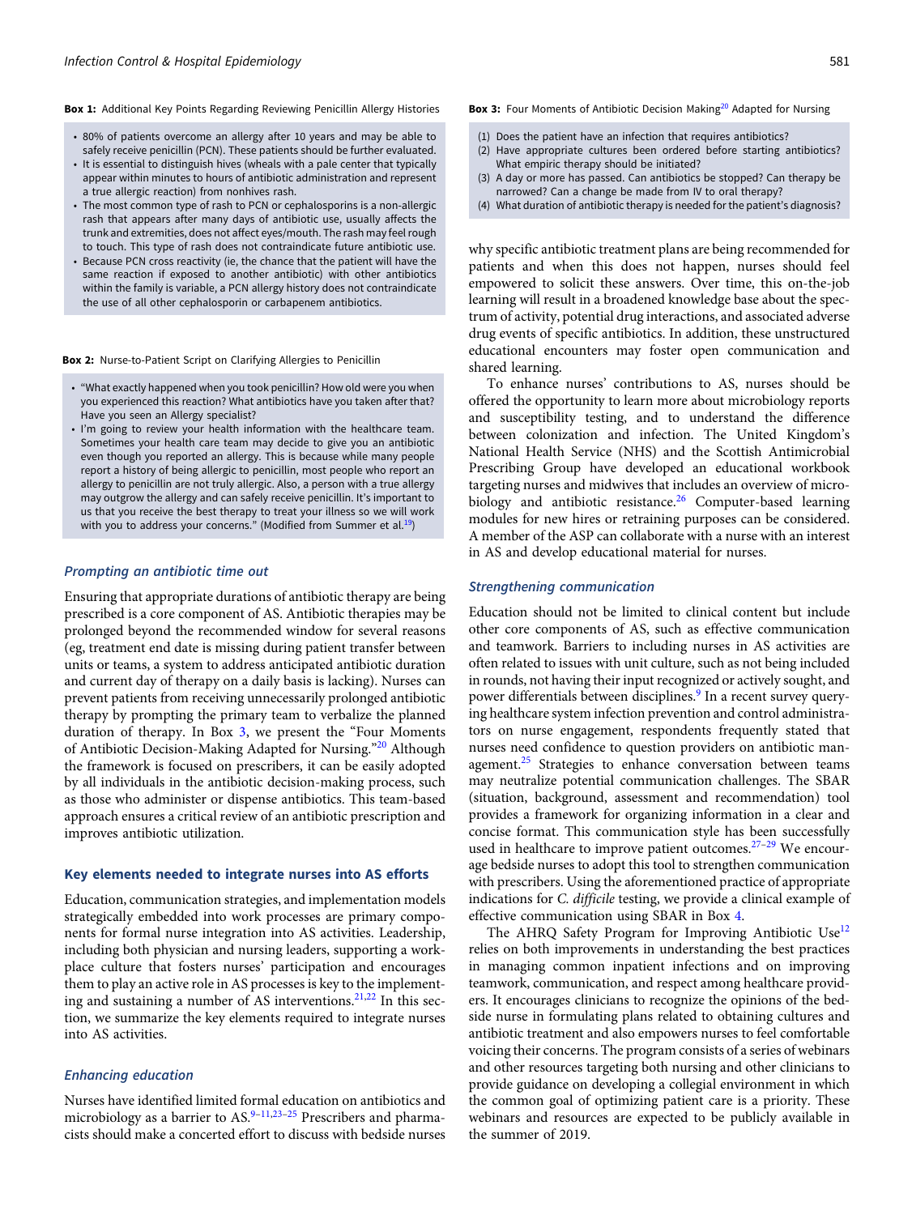**Box 1:** Additional Key Points Regarding Reviewing Penicillin Allergy Histories

- 80% of patients overcome an allergy after 10 years and may be able to safely receive penicillin (PCN). These patients should be further evaluated.
- It is essential to distinguish hives (wheals with a pale center that typically appear within minutes to hours of antibiotic administration and represent a true allergic reaction) from nonhives rash.
- The most common type of rash to PCN or cephalosporins is a non-allergic rash that appears after many days of antibiotic use, usually affects the trunk and extremities, does not affect eyes/mouth. The rash may feel rough to touch. This type of rash does not contraindicate future antibiotic use.
- Because PCN cross reactivity (ie, the chance that the patient will have the same reaction if exposed to another antibiotic) with other antibiotics within the family is variable, a PCN allergy history does not contraindicate the use of all other cephalosporin or carbapenem antibiotics.

**Box 2:** Nurse-to-Patient Script on Clarifying Allergies to Penicillin

- "What exactly happened when you took penicillin? How old were you when you experienced this reaction? What antibiotics have you taken after that? Have you seen an Allergy specialist?
- I'm going to review your health information with the healthcare team. Sometimes your health care team may decide to give you an antibiotic even though you reported an allergy. This is because while many people report a history of being allergic to penicillin, most people who report an allergy to penicillin are not truly allergic. Also, a person with a true allergy may outgrow the allergy and can safely receive penicillin. It's important to us that you receive the best therapy to treat your illness so we will work with you to address your concerns." (Modified from Summer et al.[19])

### *Prompting an antibiotic time out*

Ensuring that appropriate durations of antibiotic therapy are being prescribed is a core component of AS. Antibiotic therapies may be prolonged beyond the recommended window for several reasons (eg, treatment end date is missing during patient transfer between units or teams, a system to address anticipated antibiotic duration and current day of therapy on a daily basis is lacking). Nurses can prevent patients from receiving unnecessarily prolonged antibiotic therapy by prompting the primary team to verbalize the planned duration of therapy. In Box 3, we present the "Four Moments of Antibiotic Decision-Making Adapted for Nursing."[20] Although the framework is focused on prescribers, it can be easily adopted by all individuals in the antibiotic decision-making process, such as those who administer or dispense antibiotics. This team-based approach ensures a critical review of an antibiotic prescription and improves antibiotic utilization.

## Key elements needed to integrate nurses into AS efforts

Education, communication strategies, and implementation models strategically embedded into work processes are primary components for formal nurse integration into AS activities. Leadership, including both physician and nursing leaders, supporting a workplace culture that fosters nurses' participation and encourages them to play an active role in AS processes is key to the implementing and sustaining a number of AS interventions.[21,22] In this section, we summarize the key elements required to integrate nurses into AS activities.

### *Enhancing education*

Nurses have identified limited formal education on antibiotics and microbiology as a barrier to AS.[9–11,23–25] Prescribers and pharmacists should make a concerted effort to discuss with bedside nurses

**Box 3:** Four Moments of Antibiotic Decision Making[20] Adapted for Nursing

(1) Does the patient have an infection that requires antibiotics?
(2) Have appropriate cultures been ordered before starting antibiotics? What empiric therapy should be initiated?
(3) A day or more has passed. Can antibiotics be stopped? Can therapy be narrowed? Can a change be made from IV to oral therapy?
(4) What duration of antibiotic therapy is needed for the patient's diagnosis?

why specific antibiotic treatment plans are being recommended for patients and when this does not happen, nurses should feel empowered to solicit these answers. Over time, this on-the-job learning will result in a broadened knowledge base about the spectrum of activity, potential drug interactions, and associated adverse drug events of specific antibiotics. In addition, these unstructured educational encounters may foster open communication and shared learning.

To enhance nurses' contributions to AS, nurses should be offered the opportunity to learn more about microbiology reports and susceptibility testing, and to understand the difference between colonization and infection. The United Kingdom's National Health Service (NHS) and the Scottish Antimicrobial Prescribing Group have developed an educational workbook targeting nurses and midwives that includes an overview of microbiology and antibiotic resistance.[26] Computer-based learning modules for new hires or retraining purposes can be considered. A member of the ASP can collaborate with a nurse with an interest in AS and develop educational material for nurses.

### *Strengthening communication*

Education should not be limited to clinical content but include other core components of AS, such as effective communication and teamwork. Barriers to including nurses in AS activities are often related to issues with unit culture, such as not being included in rounds, not having their input recognized or actively sought, and power differentials between disciplines.[9] In a recent survey querying healthcare system infection prevention and control administrators on nurse engagement, respondents frequently stated that nurses need confidence to question providers on antibiotic management.[25] Strategies to enhance conversation between teams may neutralize potential communication challenges. The SBAR (situation, background, assessment and recommendation) tool provides a framework for organizing information in a clear and concise format. This communication style has been successfully used in healthcare to improve patient outcomes.[27–29] We encourage bedside nurses to adopt this tool to strengthen communication with prescribers. Using the aforementioned practice of appropriate indications for *C. difficile* testing, we provide a clinical example of effective communication using SBAR in Box 4.

The AHRQ Safety Program for Improving Antibiotic Use[12] relies on both improvements in understanding the best practices in managing common inpatient infections and on improving teamwork, communication, and respect among healthcare providers. It encourages clinicians to recognize the opinions of the bedside nurse in formulating plans related to obtaining cultures and antibiotic treatment and also empowers nurses to feel comfortable voicing their concerns. The program consists of a series of webinars and other resources targeting both nursing and other clinicians to provide guidance on developing a collegial environment in which the common goal of optimizing patient care is a priority. These webinars and resources are expected to be publicly available in the summer of 2019.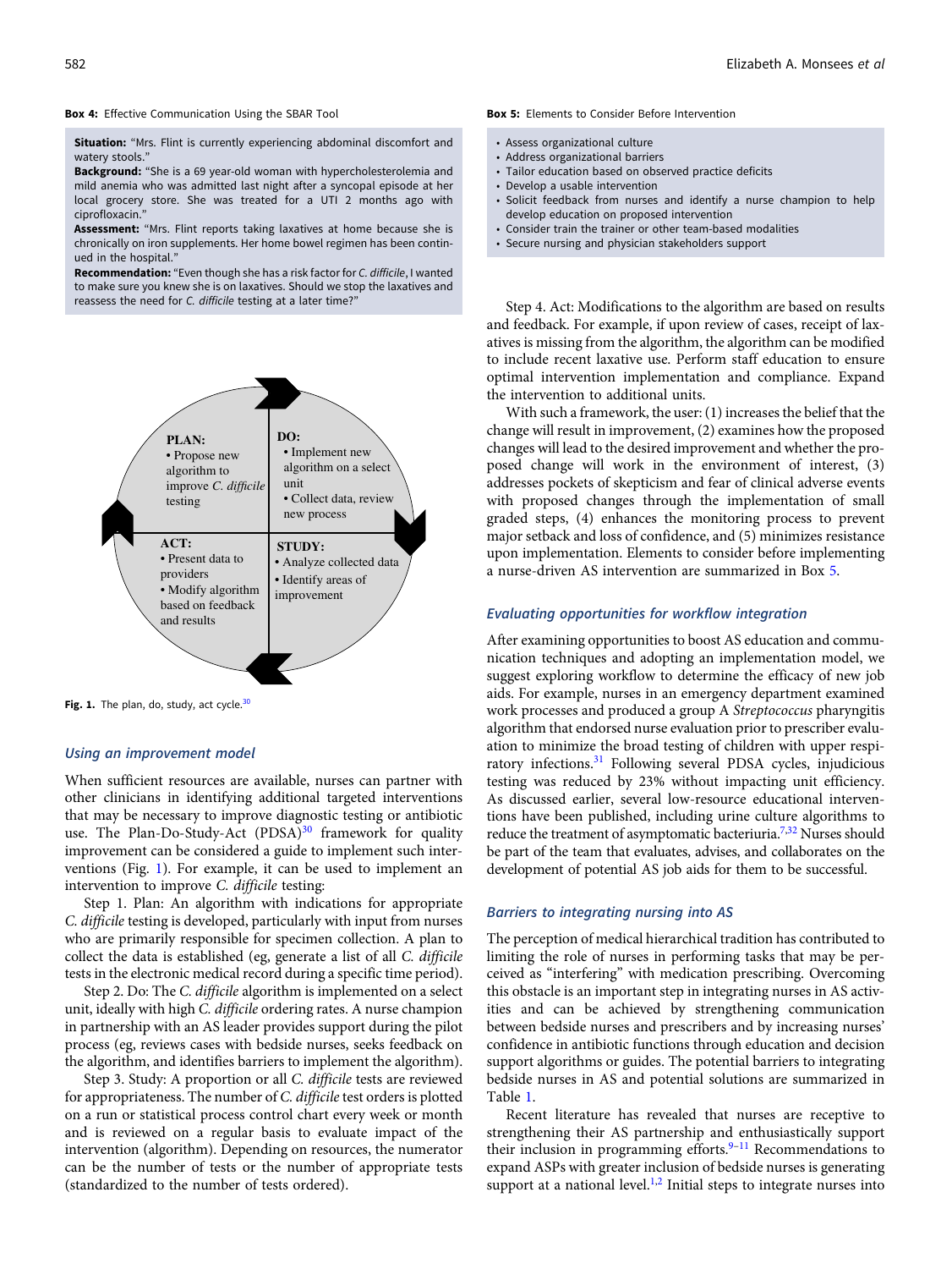**Box 4:** Effective Communication Using the SBAR Tool

**Situation:** "Mrs. Flint is currently experiencing abdominal discomfort and watery stools."
**Background:** "She is a 69 year-old woman with hypercholesterolemia and mild anemia who was admitted last night after a syncopal episode at her local grocery store. She was treated for a UTI 2 months ago with ciprofloxacin."
**Assessment:** "Mrs. Flint reports taking laxatives at home because she is chronically on iron supplements. Her home bowel regimen has been continued in the hospital."
**Recommendation:** "Even though she has a risk factor for *C. difficile*, I wanted to make sure you knew she is on laxatives. Should we stop the laxatives and reassess the need for *C. difficile* testing at a later time?"

PLAN:
• Propose new algorithm to improve *C. difficile* testing

DO:
• Implement new algorithm on a select unit
• Collect data, review new process

STUDY:
• Analyze collected data
• Identify areas of improvement

ACT:
• Present data to providers
• Modify algorithm based on feedback and results

**Fig. 1.** The plan, do, study, act cycle.[30]

### Using an improvement model

When sufficient resources are available, nurses can partner with other clinicians in identifying additional targeted interventions that may be necessary to improve diagnostic testing or antibiotic use. The Plan-Do-Study-Act (PDSA)[30] framework for quality improvement can be considered a guide to implement such interventions (Fig. 1). For example, it can be used to implement an intervention to improve *C. difficile* testing:

Step 1. Plan: An algorithm with indications for appropriate *C. difficile* testing is developed, particularly with input from nurses who are primarily responsible for specimen collection. A plan to collect the data is established (eg, generate a list of all *C. difficile* tests in the electronic medical record during a specific time period).

Step 2. Do: The *C. difficile* algorithm is implemented on a select unit, ideally with high *C. difficile* ordering rates. A nurse champion in partnership with an AS leader provides support during the pilot process (eg, reviews cases with bedside nurses, seeks feedback on the algorithm, and identifies barriers to implement the algorithm).

Step 3. Study: A proportion or all *C. difficile* tests are reviewed for appropriateness. The number of *C. difficile* test orders is plotted on a run or statistical process control chart every week or month and is reviewed on a regular basis to evaluate impact of the intervention (algorithm). Depending on resources, the numerator can be the number of tests or the number of appropriate tests (standardized to the number of tests ordered).

**Box 5:** Elements to Consider Before Intervention

- Assess organizational culture
- Address organizational barriers
- Tailor education based on observed practice deficits
- Develop a usable intervention
- Solicit feedback from nurses and identify a nurse champion to help develop education on proposed intervention
- Consider train the trainer or other team-based modalities
- Secure nursing and physician stakeholders support

Step 4. Act: Modifications to the algorithm are based on results and feedback. For example, if upon review of cases, receipt of laxatives is missing from the algorithm, the algorithm can be modified to include recent laxative use. Perform staff education to ensure optimal intervention implementation and compliance. Expand the intervention to additional units.

With such a framework, the user: (1) increases the belief that the change will result in improvement, (2) examines how the proposed changes will lead to the desired improvement and whether the proposed change will work in the environment of interest, (3) addresses pockets of skepticism and fear of clinical adverse events with proposed changes through the implementation of small graded steps, (4) enhances the monitoring process to prevent major setback and loss of confidence, and (5) minimizes resistance upon implementation. Elements to consider before implementing a nurse-driven AS intervention are summarized in Box 5.

### Evaluating opportunities for workflow integration

After examining opportunities to boost AS education and communication techniques and adopting an implementation model, we suggest exploring workflow to determine the efficacy of new job aids. For example, nurses in an emergency department examined work processes and produced a group A *Streptococcus* pharyngitis algorithm that endorsed nurse evaluation prior to prescriber evaluation to minimize the broad testing of children with upper respiratory infections.[31] Following several PDSA cycles, injudicious testing was reduced by 23% without impacting unit efficiency. As discussed earlier, several low-resource educational interventions have been published, including urine culture algorithms to reduce the treatment of asymptomatic bacteriuria.[7,32] Nurses should be part of the team that evaluates, advises, and collaborates on the development of potential AS job aids for them to be successful.

### Barriers to integrating nursing into AS

The perception of medical hierarchical tradition has contributed to limiting the role of nurses in performing tasks that may be perceived as "interfering" with medication prescribing. Overcoming this obstacle is an important step in integrating nurses in AS activities and can be achieved by strengthening communication between bedside nurses and prescribers and by increasing nurses' confidence in antibiotic functions through education and decision support algorithms or guides. The potential barriers to integrating bedside nurses in AS and potential solutions are summarized in Table 1.

Recent literature has revealed that nurses are receptive to strengthening their AS partnership and enthusiastically support their inclusion in programming efforts.[9–11] Recommendations to expand ASPs with greater inclusion of bedside nurses is generating support at a national level.[1,2] Initial steps to integrate nurses into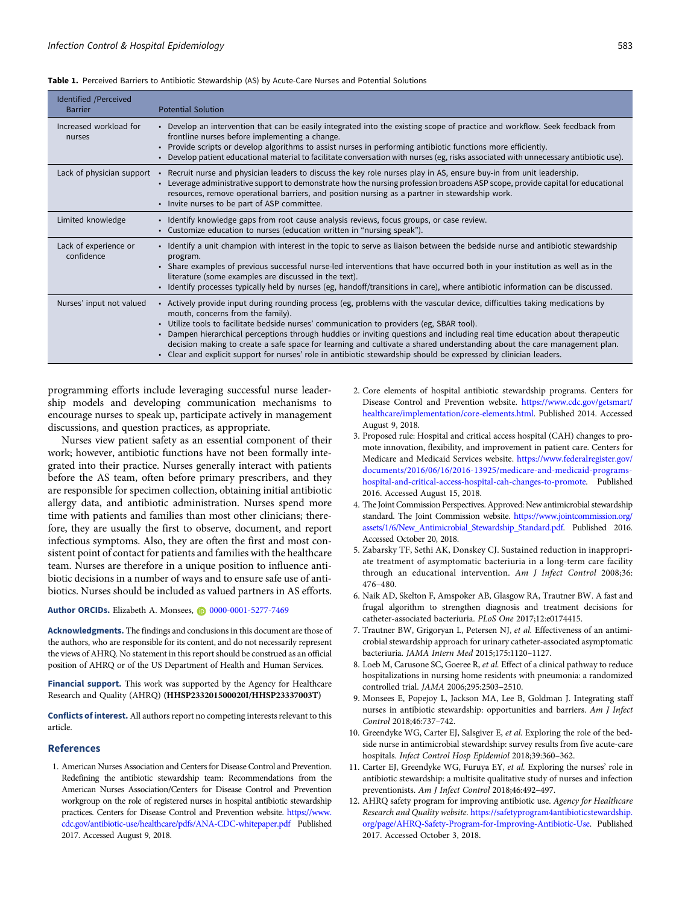**Table 1.** Perceived Barriers to Antibiotic Stewardship (AS) by Acute-Care Nurses and Potential Solutions

| Identified /Perceived Barrier | Potential Solution |
|---|---|
| Increased workload for nurses | • Develop an intervention that can be easily integrated into the existing scope of practice and workflow. Seek feedback from frontline nurses before implementing a change.<br>• Provide scripts or develop algorithms to assist nurses in performing antibiotic functions more efficiently.<br>• Develop patient educational material to facilitate conversation with nurses (eg, risks associated with unnecessary antibiotic use). |
| Lack of physician support | • Recruit nurse and physician leaders to discuss the key role nurses play in AS, ensure buy-in from unit leadership.<br>• Leverage administrative support to demonstrate how the nursing profession broadens ASP scope, provide capital for educational resources, remove operational barriers, and position nursing as a partner in stewardship work.<br>• Invite nurses to be part of ASP committee. |
| Limited knowledge | • Identify knowledge gaps from root cause analysis reviews, focus groups, or case review.<br>• Customize education to nurses (education written in "nursing speak"). |
| Lack of experience or confidence | • Identify a unit champion with interest in the topic to serve as liaison between the bedside nurse and antibiotic stewardship program.<br>• Share examples of previous successful nurse-led interventions that have occurred both in your institution as well as in the literature (some examples are discussed in the text).<br>• Identify processes typically held by nurses (eg, handoff/transitions in care), where antibiotic information can be discussed. |
| Nurses' input not valued | • Actively provide input during rounding process (eg, problems with the vascular device, difficulties taking medications by mouth, concerns from the family).<br>• Utilize tools to facilitate bedside nurses' communication to providers (eg, SBAR tool).<br>• Dampen hierarchical perceptions through huddles or inviting questions and including real time education about therapeutic decision making to create a safe space for learning and cultivate a shared understanding about the care management plan.<br>• Clear and explicit support for nurses' role in antibiotic stewardship should be expressed by clinician leaders. |

programming efforts include leveraging successful nurse leadership models and developing communication mechanisms to encourage nurses to speak up, participate actively in management discussions, and question practices, as appropriate.

Nurses view patient safety as an essential component of their work; however, antibiotic functions have not been formally integrated into their practice. Nurses generally interact with patients before the AS team, often before primary prescribers, and they are responsible for specimen collection, obtaining initial antibiotic allergy data, and antibiotic administration. Nurses spend more time with patients and families than most other clinicians; therefore, they are usually the first to observe, document, and report infectious symptoms. Also, they are often the first and most consistent point of contact for patients and families with the healthcare team. Nurses are therefore in a unique position to influence antibiotic decisions in a number of ways and to ensure safe use of antibiotics. Nurses should be included as valued partners in AS efforts.

**Author ORCIDs.** Elizabeth A. Monsees, 0000-0001-5277-7469

**Acknowledgments.** The findings and conclusions in this document are those of the authors, who are responsible for its content, and do not necessarily represent the views of AHRQ. No statement in this report should be construed as an official position of AHRQ or of the US Department of Health and Human Services.

**Financial support.** This work was supported by the Agency for Healthcare Research and Quality (AHRQ) **(HHSP233201500020I/HHSP23337003T)**

**Conflicts of interest.** All authors report no competing interests relevant to this article.

## References

1. American Nurses Association and Centers for Disease Control and Prevention. Redefining the antibiotic stewardship team: Recommendations from the American Nurses Association/Centers for Disease Control and Prevention workgroup on the role of registered nurses in hospital antibiotic stewardship practices. Centers for Disease Control and Prevention website. https://www.cdc.gov/antibiotic-use/healthcare/pdfs/ANA-CDC-whitepaper.pdf Published 2017. Accessed August 9, 2018.
2. Core elements of hospital antibiotic stewardship programs. Centers for Disease Control and Prevention website. https://www.cdc.gov/getsmart/healthcare/implementation/core-elements.html. Published 2014. Accessed August 9, 2018.
3. Proposed rule: Hospital and critical access hospital (CAH) changes to promote innovation, flexibility, and improvement in patient care. Centers for Medicare and Medicaid Services website. https://www.federalregister.gov/documents/2016/06/16/2016-13925/medicare-and-medicaid-programs-hospital-and-critical-access-hospital-cah-changes-to-promote. Published 2016. Accessed August 15, 2018.
4. The Joint Commission Perspectives. Approved: New antimicrobial stewardship standard. The Joint Commission website. https://www.jointcommission.org/assets/1/6/New_Antimicrobial_Stewardship_Standard.pdf. Published 2016. Accessed October 20, 2018.
5. Zabarsky TF, Sethi AK, Donskey CJ. Sustained reduction in inappropriate treatment of asymptomatic bacteriuria in a long-term care facility through an educational intervention. *Am J Infect Control* 2008;36:476–480.
6. Naik AD, Skelton F, Amspoker AB, Glasgow RA, Trautner BW. A fast and frugal algorithm to strengthen diagnosis and treatment decisions for catheter-associated bacteriuria. *PLoS One* 2017;12:e0174415.
7. Trautner BW, Grigoryan L, Petersen NJ, *et al.* Effectiveness of an antimicrobial stewardship approach for urinary catheter-associated asymptomatic bacteriuria. *JAMA Intern Med* 2015;175:1120–1127.
8. Loeb M, Carusone SC, Goeree R, *et al.* Effect of a clinical pathway to reduce hospitalizations in nursing home residents with pneumonia: a randomized controlled trial. *JAMA* 2006;295:2503–2510.
9. Monsees E, Popejoy L, Jackson MA, Lee B, Goldman J. Integrating staff nurses in antibiotic stewardship: opportunities and barriers. *Am J Infect Control* 2018;46:737–742.
10. Greendyke WG, Carter EJ, Salsgiver E, *et al.* Exploring the role of the bedside nurse in antimicrobial stewardship: survey results from five acute-care hospitals. *Infect Control Hosp Epidemiol* 2018;39:360–362.
11. Carter EJ, Greendyke WG, Furuya EY, *et al.* Exploring the nurses' role in antibiotic stewardship: a multisite qualitative study of nurses and infection preventionists. *Am J Infect Control* 2018;46:492–497.
12. AHRQ safety program for improving antibiotic use. *Agency for Healthcare Research and Quality website.* https://safetyprogram4antibioticstewardship.org/page/AHRQ-Safety-Program-for-Improving-Antibiotic-Use. Published 2017. Accessed October 3, 2018.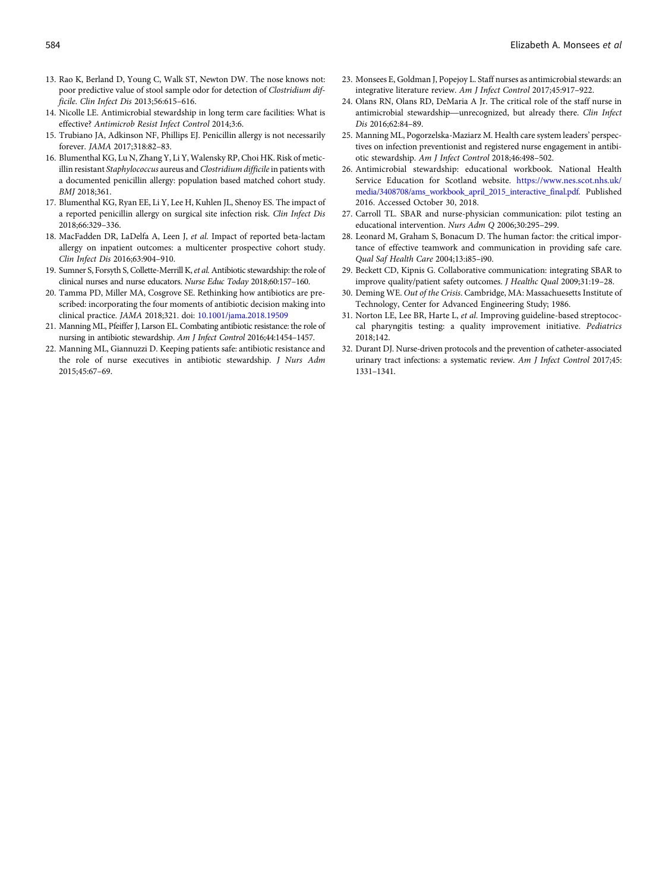13. Rao K, Berland D, Young C, Walk ST, Newton DW. The nose knows not: poor predictive value of stool sample odor for detection of *Clostridium difficile*. *Clin Infect Dis* 2013;56:615–616.
14. Nicolle LE. Antimicrobial stewardship in long term care facilities: What is effective? *Antimicrob Resist Infect Control* 2014;3:6.
15. Trubiano JA, Adkinson NF, Phillips EJ. Penicillin allergy is not necessarily forever. *JAMA* 2017;318:82–83.
16. Blumenthal KG, Lu N, Zhang Y, Li Y, Walensky RP, Choi HK. Risk of meticillin resistant *Staphylococcus* aureus and *Clostridium difficile* in patients with a documented penicillin allergy: population based matched cohort study. *BMJ* 2018;361.
17. Blumenthal KG, Ryan EE, Li Y, Lee H, Kuhlen JL, Shenoy ES. The impact of a reported penicillin allergy on surgical site infection risk. *Clin Infect Dis* 2018;66:329–336.
18. MacFadden DR, LaDelfa A, Leen J, *et al.* Impact of reported beta-lactam allergy on inpatient outcomes: a multicenter prospective cohort study. *Clin Infect Dis* 2016;63:904–910.
19. Sumner S, Forsyth S, Collette-Merrill K, *et al.* Antibiotic stewardship: the role of clinical nurses and nurse educators. *Nurse Educ Today* 2018;60:157–160.
20. Tamma PD, Miller MA, Cosgrove SE. Rethinking how antibiotics are prescribed: incorporating the four moments of antibiotic decision making into clinical practice. *JAMA* 2018;321. doi: 10.1001/jama.2018.19509
21. Manning ML, Pfeiffer J, Larson EL. Combating antibiotic resistance: the role of nursing in antibiotic stewardship. *Am J Infect Control* 2016;44:1454–1457.
22. Manning ML, Giannuzzi D. Keeping patients safe: antibiotic resistance and the role of nurse executives in antibiotic stewardship. *J Nurs Adm* 2015;45:67–69.
23. Monsees E, Goldman J, Popejoy L. Staff nurses as antimicrobial stewards: an integrative literature review. *Am J Infect Control* 2017;45:917–922.
24. Olans RN, Olans RD, DeMaria A Jr. The critical role of the staff nurse in antimicrobial stewardship—unrecognized, but already there. *Clin Infect Dis* 2016;62:84–89.
25. Manning ML, Pogorzelska-Maziarz M. Health care system leaders' perspectives on infection preventionist and registered nurse engagement in antibiotic stewardship. *Am J Infect Control* 2018;46:498–502.
26. Antimicrobial stewardship: educational workbook. National Health Service Education for Scotland website. https://www.nes.scot.nhs.uk/media/3408708/ams_workbook_april_2015_interactive_final.pdf. Published 2016. Accessed October 30, 2018.
27. Carroll TL. SBAR and nurse-physician communication: pilot testing an educational intervention. *Nurs Adm Q* 2006;30:295–299.
28. Leonard M, Graham S, Bonacum D. The human factor: the critical importance of effective teamwork and communication in providing safe care. *Qual Saf Health Care* 2004;13:i85–i90.
29. Beckett CD, Kipnis G. Collaborative communication: integrating SBAR to improve quality/patient safety outcomes. *J Healthc Qual* 2009;31:19–28.
30. Deming WE. *Out of the Crisis*. Cambridge, MA: Massachuesetts Institute of Technology, Center for Advanced Engineering Study; 1986.
31. Norton LE, Lee BR, Harte L, *et al.* Improving guideline-based streptococcal pharyngitis testing: a quality improvement initiative. *Pediatrics* 2018;142.
32. Durant DJ. Nurse-driven protocols and the prevention of catheter-associated urinary tract infections: a systematic review. *Am J Infect Control* 2017;45: 1331–1341.